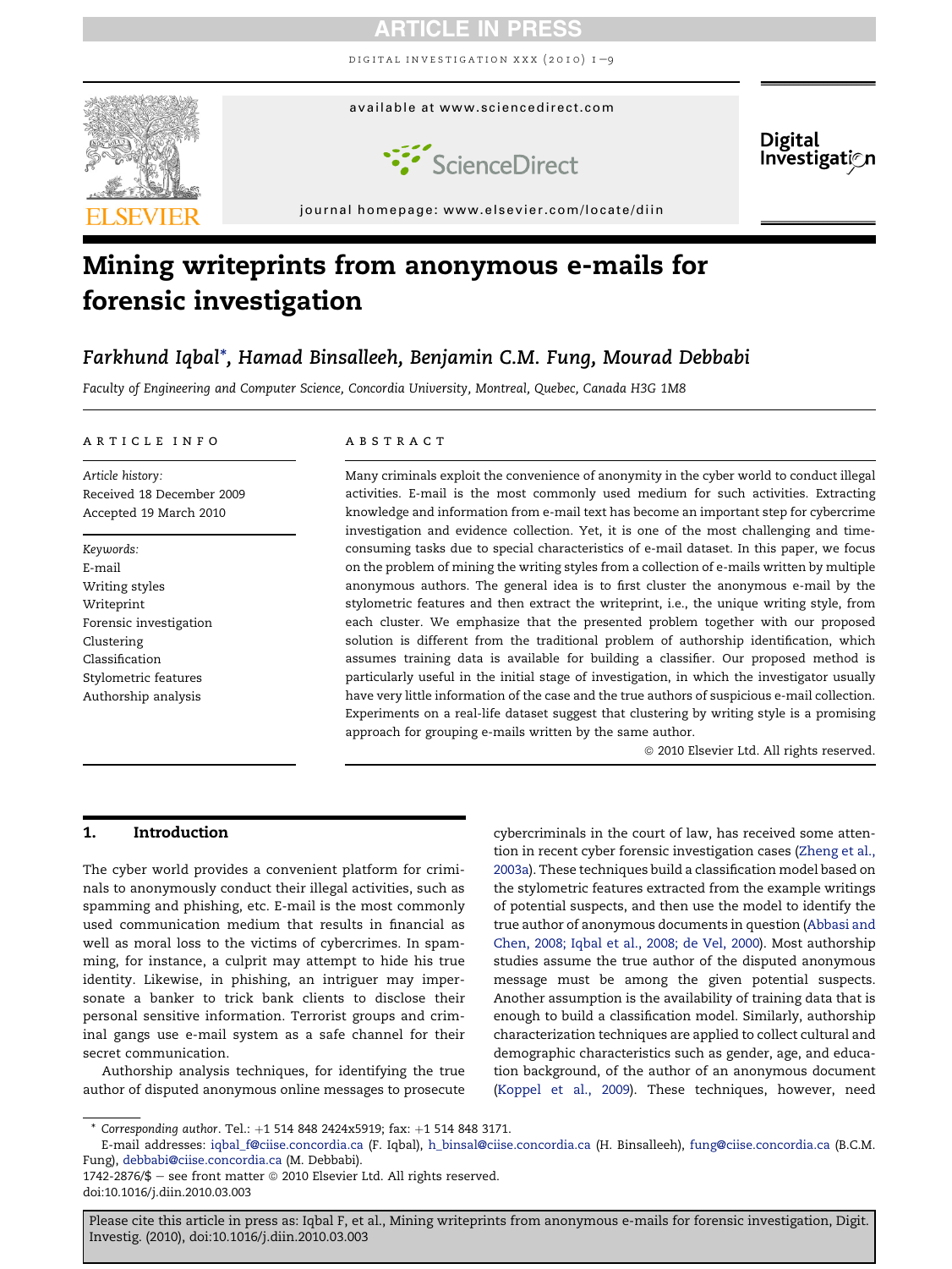# Mining writeprints from anonymous e-mails for forensic investigation

*Farkhund Iqbal\*, Hamad Binsalleeh, Benjamin C.M. Fung, Mourad Debbabi*

*Faculty of Engineering and Computer Science, Concordia University, Montreal, Quebec, Canada H3G 1M8*

**ARTICLE INFO**

*Article history:*
Received 18 December 2009
Accepted 19 March 2010

*Keywords:*
E-mail
Writing styles
Writeprint
Forensic investigation
Clustering
Classification
Stylometric features
Authorship analysis

**ABSTRACT**

Many criminals exploit the convenience of anonymity in the cyber world to conduct illegal activities. E-mail is the most commonly used medium for such activities. Extracting knowledge and information from e-mail text has become an important step for cybercrime investigation and evidence collection. Yet, it is one of the most challenging and time-consuming tasks due to special characteristics of e-mail dataset. In this paper, we focus on the problem of mining the writing styles from a collection of e-mails written by multiple anonymous authors. The general idea is to first cluster the anonymous e-mail by the stylometric features and then extract the writeprint, i.e., the unique writing style, from each cluster. We emphasize that the presented problem together with our proposed solution is different from the traditional problem of authorship identification, which assumes training data is available for building a classifier. Our proposed method is particularly useful in the initial stage of investigation, in which the investigator usually have very little information of the case and the true authors of suspicious e-mail collection. Experiments on a real-life dataset suggest that clustering by writing style is a promising approach for grouping e-mails written by the same author.

© 2010 Elsevier Ltd. All rights reserved.

## 1. Introduction

The cyber world provides a convenient platform for criminals to anonymously conduct their illegal activities, such as spamming and phishing, etc. E-mail is the most commonly used communication medium that results in financial as well as moral loss to the victims of cybercrimes. In spamming, for instance, a culprit may attempt to hide his true identity. Likewise, in phishing, an intriguer may impersonate a banker to trick bank clients to disclose their personal sensitive information. Terrorist groups and criminal gangs use e-mail system as a safe channel for their secret communication.

Authorship analysis techniques, for identifying the true author of disputed anonymous online messages to prosecute cybercriminals in the court of law, has received some attention in recent cyber forensic investigation cases (Zheng et al., 2003a). These techniques build a classification model based on the stylometric features extracted from the example writings of potential suspects, and then use the model to identify the true author of anonymous documents in question (Abbasi and Chen, 2008; Iqbal et al., 2008; de Vel, 2000). Most authorship studies assume the true author of the disputed anonymous message must be among the given potential suspects. Another assumption is the availability of training data that is enough to build a classification model. Similarly, authorship characterization techniques are applied to collect cultural and demographic characteristics such as gender, age, and education background, of the author of an anonymous document (Koppel et al., 2009). These techniques, however, need

\* Corresponding author. Tel.: +1 514 848 2424x5919; fax: +1 514 848 3171.
E-mail addresses: iqbal_f@ciise.concordia.ca (F. Iqbal), h_binsal@ciise.concordia.ca (H. Binsalleeh), fung@ciise.concordia.ca (B.C.M. Fung), debbabi@ciise.concordia.ca (M. Debbabi).
1742-2876/$ – see front matter © 2010 Elsevier Ltd. All rights reserved.
doi:10.1016/j.diin.2010.03.003

Please cite this article in press as: Iqbal F, et al., Mining writeprints from anonymous e-mails for forensic investigation, Digit. Investig. (2010), doi:10.1016/j.diin.2010.03.003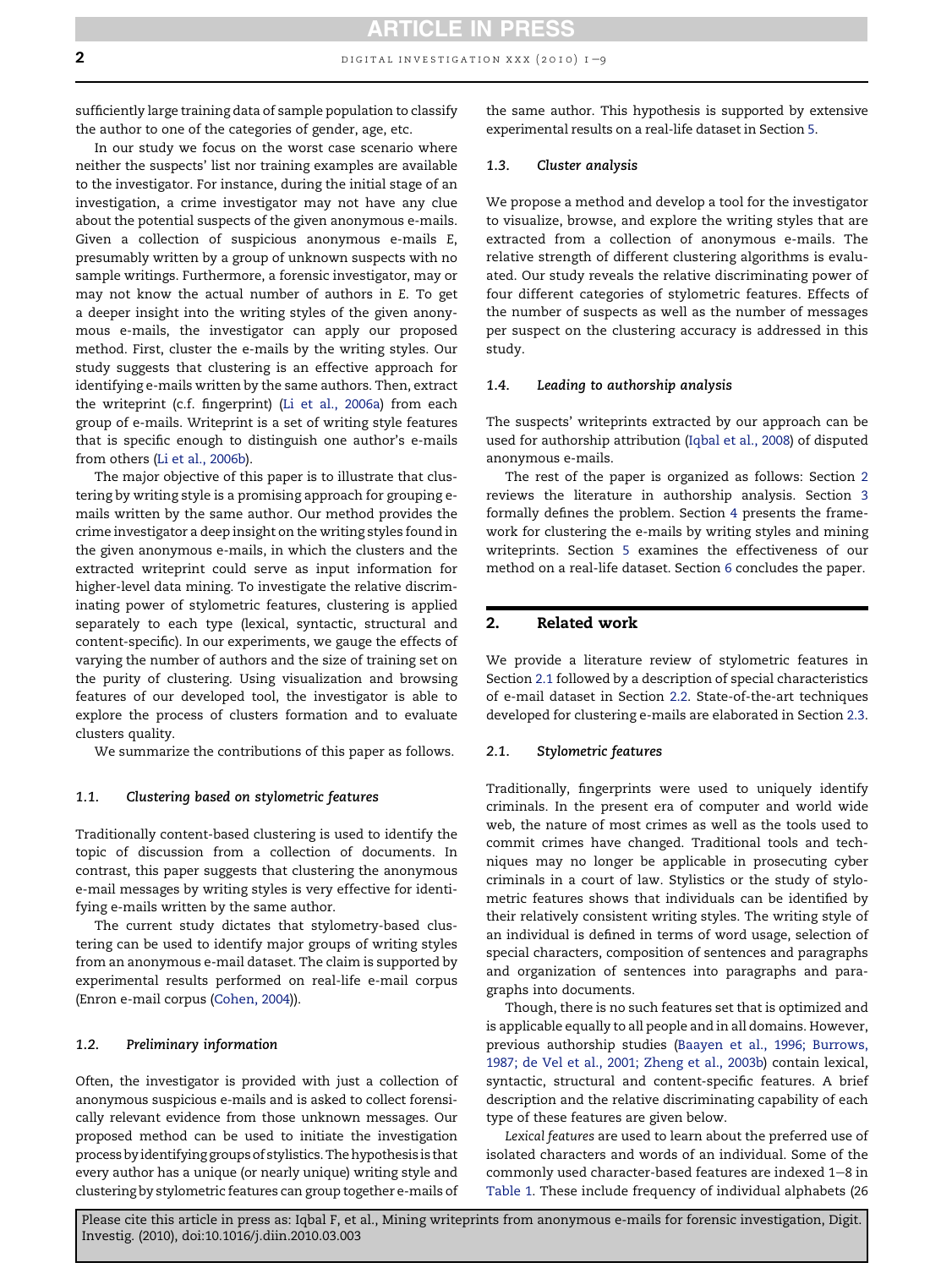sufficiently large training data of sample population to classify the author to one of the categories of gender, age, etc.

In our study we focus on the worst case scenario where neither the suspects' list nor training examples are available to the investigator. For instance, during the initial stage of an investigation, a crime investigator may not have any clue about the potential suspects of the given anonymous e-mails. Given a collection of suspicious anonymous e-mails *E*, presumably written by a group of unknown suspects with no sample writings. Furthermore, a forensic investigator, may or may not know the actual number of authors in *E*. To get a deeper insight into the writing styles of the given anonymous e-mails, the investigator can apply our proposed method. First, cluster the e-mails by the writing styles. Our study suggests that clustering is an effective approach for identifying e-mails written by the same authors. Then, extract the writeprint (c.f. fingerprint) (Li et al., 2006a) from each group of e-mails. Writeprint is a set of writing style features that is specific enough to distinguish one author's e-mails from others (Li et al., 2006b).

The major objective of this paper is to illustrate that clustering by writing style is a promising approach for grouping e-mails written by the same author. Our method provides the crime investigator a deep insight on the writing styles found in the given anonymous e-mails, in which the clusters and the extracted writeprint could serve as input information for higher-level data mining. To investigate the relative discriminating power of stylometric features, clustering is applied separately to each type (lexical, syntactic, structural and content-specific). In our experiments, we gauge the effects of varying the number of authors and the size of training set on the purity of clustering. Using visualization and browsing features of our developed tool, the investigator is able to explore the process of clusters formation and to evaluate clusters quality.

We summarize the contributions of this paper as follows.

### 1.1. Clustering based on stylometric features

Traditionally content-based clustering is used to identify the topic of discussion from a collection of documents. In contrast, this paper suggests that clustering the anonymous e-mail messages by writing styles is very effective for identifying e-mails written by the same author.

The current study dictates that stylometry-based clustering can be used to identify major groups of writing styles from an anonymous e-mail dataset. The claim is supported by experimental results performed on real-life e-mail corpus (Enron e-mail corpus (Cohen, 2004)).

### 1.2. Preliminary information

Often, the investigator is provided with just a collection of anonymous suspicious e-mails and is asked to collect forensically relevant evidence from those unknown messages. Our proposed method can be used to initiate the investigation process by identifying groups of stylistics. The hypothesis is that every author has a unique (or nearly unique) writing style and clustering by stylometric features can group together e-mails of the same author. This hypothesis is supported by extensive experimental results on a real-life dataset in Section 5.

### 1.3. Cluster analysis

We propose a method and develop a tool for the investigator to visualize, browse, and explore the writing styles that are extracted from a collection of anonymous e-mails. The relative strength of different clustering algorithms is evaluated. Our study reveals the relative discriminating power of four different categories of stylometric features. Effects of the number of suspects as well as the number of messages per suspect on the clustering accuracy is addressed in this study.

### 1.4. Leading to authorship analysis

The suspects' writeprints extracted by our approach can be used for authorship attribution (Iqbal et al., 2008) of disputed anonymous e-mails.

The rest of the paper is organized as follows: Section 2 reviews the literature in authorship analysis. Section 3 formally defines the problem. Section 4 presents the framework for clustering the e-mails by writing styles and mining writeprints. Section 5 examines the effectiveness of our method on a real-life dataset. Section 6 concludes the paper.

## 2. Related work

We provide a literature review of stylometric features in Section 2.1 followed by a description of special characteristics of e-mail dataset in Section 2.2. State-of-the-art techniques developed for clustering e-mails are elaborated in Section 2.3.

### 2.1. Stylometric features

Traditionally, fingerprints were used to uniquely identify criminals. In the present era of computer and world wide web, the nature of most crimes as well as the tools used to commit crimes have changed. Traditional tools and techniques may no longer be applicable in prosecuting cyber criminals in a court of law. Stylistics or the study of stylometric features shows that individuals can be identified by their relatively consistent writing styles. The writing style of an individual is defined in terms of word usage, selection of special characters, composition of sentences and paragraphs and organization of sentences into paragraphs and paragraphs into documents.

Though, there is no such features set that is optimized and is applicable equally to all people and in all domains. However, previous authorship studies (Baayen et al., 1996; Burrows, 1987; de Vel et al., 2001; Zheng et al., 2003b) contain lexical, syntactic, structural and content-specific features. A brief description and the relative discriminating capability of each type of these features are given below.

*Lexical features* are used to learn about the preferred use of isolated characters and words of an individual. Some of the commonly used character-based features are indexed 1–8 in Table 1. These include frequency of individual alphabets (26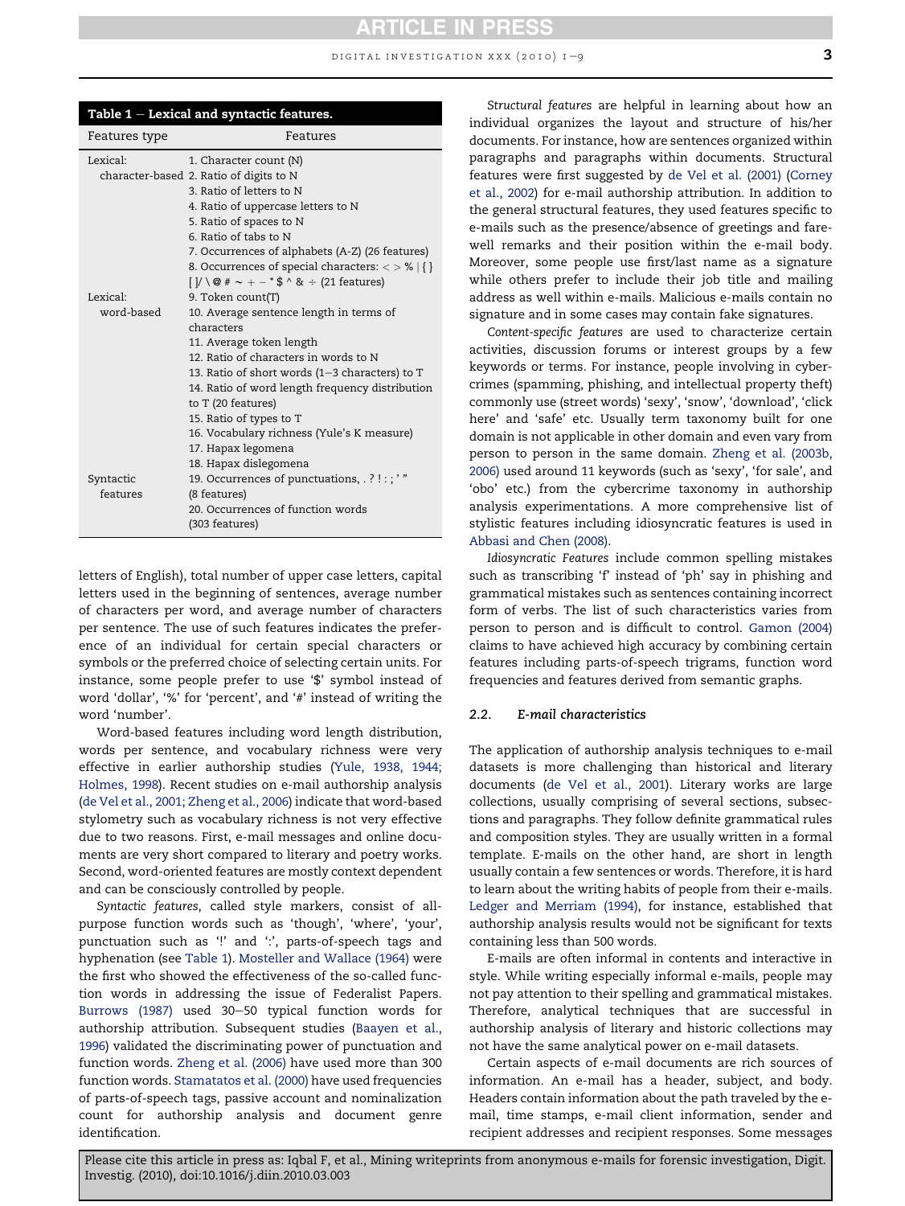**Table 1 – Lexical and syntactic features.**

| Features type | Features |
|---|---|
| Lexical: character-based | 1. Character count (N) |
| | 2. Ratio of digits to N |
| | 3. Ratio of letters to N |
| | 4. Ratio of uppercase letters to N |
| | 5. Ratio of spaces to N |
| | 6. Ratio of tabs to N |
| | 7. Occurrences of alphabets (A-Z) (26 features) |
| | 8. Occurrences of special characters: < > % \| { } [ ]/ \ @ # ~ + − * $ ^ & ÷ (21 features) |
| Lexical: word-based | 9. Token count(T) |
| | 10. Average sentence length in terms of characters |
| | 11. Average token length |
| | 12. Ratio of characters in words to N |
| | 13. Ratio of short words (1–3 characters) to T |
| | 14. Ratio of word length frequency distribution to T (20 features) |
| | 15. Ratio of types to T |
| | 16. Vocabulary richness (Yule's K measure) |
| | 17. Hapax legomena |
| | 18. Hapax dislegomena |
| Syntactic features | 19. Occurrences of punctuations , . ? ! : ; ' " (8 features) |
| | 20. Occurrences of function words (303 features) |

letters of English), total number of upper case letters, capital letters used in the beginning of sentences, average number of characters per word, and average number of characters per sentence. The use of such features indicates the preference of an individual for certain special characters or symbols or the preferred choice of selecting certain units. For instance, some people prefer to use '$' symbol instead of word 'dollar', '%' for 'percent', and '#' instead of writing the word 'number'.

Word-based features including word length distribution, words per sentence, and vocabulary richness were very effective in earlier authorship studies (Yule, 1938, 1944; Holmes, 1998). Recent studies on e-mail authorship analysis (de Vel et al., 2001; Zheng et al., 2006) indicate that word-based stylometry such as vocabulary richness is not very effective due to two reasons. First, e-mail messages and online documents are very short compared to literary and poetry works. Second, word-oriented features are mostly context dependent and can be consciously controlled by people.

*Syntactic features*, called style markers, consist of all-purpose function words such as 'though', 'where', 'your', punctuation such as '!' and ':', parts-of-speech tags and hyphenation (see Table 1). Mosteller and Wallace (1964) were the first who showed the effectiveness of the so-called function words in addressing the issue of Federalist Papers. Burrows (1987) used 30–50 typical function words for authorship attribution. Subsequent studies (Baayen et al., 1996) validated the discriminating power of punctuation and function words. Zheng et al. (2006) have used more than 300 function words. Stamatatos et al. (2000) have used frequencies of parts-of-speech tags, passive account and nominalization count for authorship analysis and document genre identification.

*Structural features* are helpful in learning about how an individual organizes the layout and structure of his/her documents. For instance, how are sentences organized within paragraphs and paragraphs within documents. Structural features were first suggested by de Vel et al. (2001) (Corney et al., 2002) for e-mail authorship attribution. In addition to the general structural features, they used features specific to e-mails such as the presence/absence of greetings and farewell remarks and their position within the e-mail body. Moreover, some people use first/last name as a signature while others prefer to include their job title and mailing address as well within e-mails. Malicious e-mails contain no signature and in some cases may contain fake signatures.

*Content-specific features* are used to characterize certain activities, discussion forums or interest groups by a few keywords or terms. For instance, people involving in cybercrimes (spamming, phishing, and intellectual property theft) commonly use (street words) 'sexy', 'snow', 'download', 'click here' and 'safe' etc. Usually term taxonomy built for one domain is not applicable in other domain and even vary from person to person in the same domain. Zheng et al. (2003b, 2006) used around 11 keywords (such as 'sexy', 'for sale', and 'obo' etc.) from the cybercrime taxonomy in authorship analysis experimentations. A more comprehensive list of stylistic features including idiosyncratic features is used in Abbasi and Chen (2008).

*Idiosyncratic Features* include common spelling mistakes such as transcribing 'f' instead of 'ph' say in phishing and grammatical mistakes such as sentences containing incorrect form of verbs. The list of such characteristics varies from person to person and is difficult to control. Gamon (2004) claims to have achieved high accuracy by combining certain features including parts-of-speech trigrams, function word frequencies and features derived from semantic graphs.

### 2.2. E-mail characteristics

The application of authorship analysis techniques to e-mail datasets is more challenging than historical and literary documents (de Vel et al., 2001). Literary works are large collections, usually comprising of several sections, subsections and paragraphs. They follow definite grammatical rules and composition styles. They are usually written in a formal template. E-mails on the other hand, are short in length usually contain a few sentences or words. Therefore, it is hard to learn about the writing habits of people from their e-mails. Ledger and Merriam (1994), for instance, established that authorship analysis results would not be significant for texts containing less than 500 words.

E-mails are often informal in contents and interactive in style. While writing especially informal e-mails, people may not pay attention to their spelling and grammatical mistakes. Therefore, analytical techniques that are successful in authorship analysis of literary and historic collections may not have the same analytical power on e-mail datasets.

Certain aspects of e-mail documents are rich sources of information. An e-mail has a header, subject, and body. Headers contain information about the path traveled by the e-mail, time stamps, e-mail client information, sender and recipient addresses and recipient responses. Some messages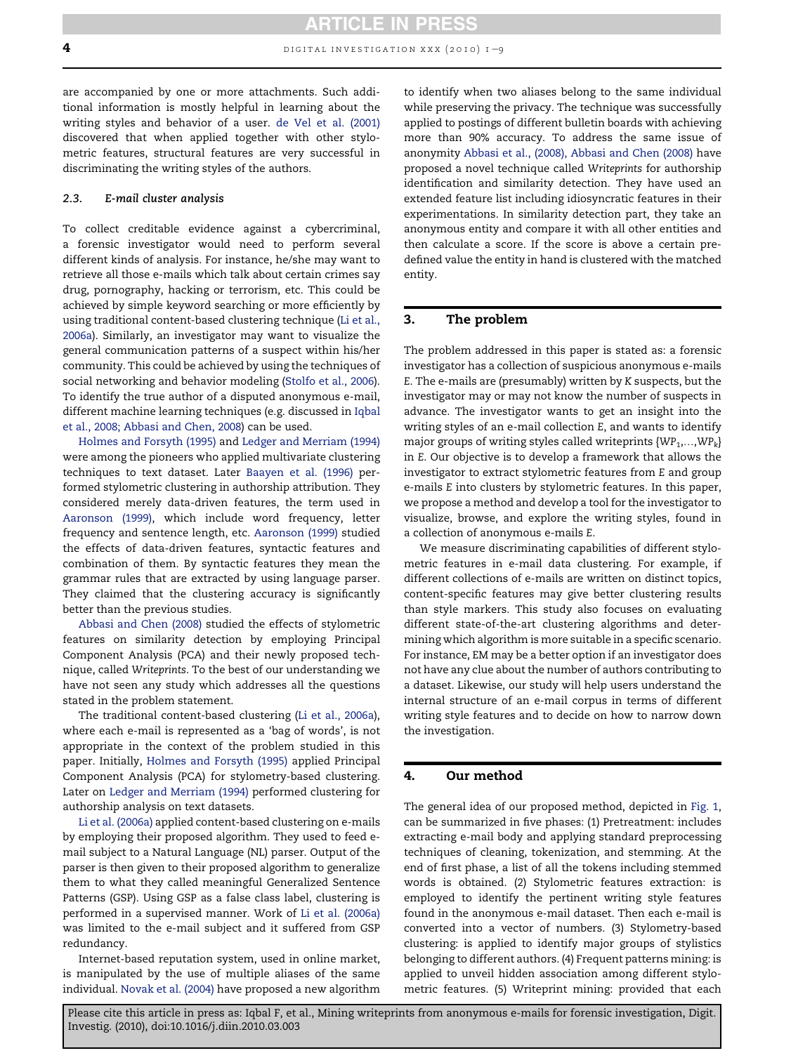are accompanied by one or more attachments. Such additional information is mostly helpful in learning about the writing styles and behavior of a user. de Vel et al. (2001) discovered that when applied together with other stylometric features, structural features are very successful in discriminating the writing styles of the authors.

### 2.3. E-mail cluster analysis

To collect creditable evidence against a cybercriminal, a forensic investigator would need to perform several different kinds of analysis. For instance, he/she may want to retrieve all those e-mails which talk about certain crimes say drug, pornography, hacking or terrorism, etc. This could be achieved by simple keyword searching or more efficiently by using traditional content-based clustering technique (Li et al., 2006a). Similarly, an investigator may want to visualize the general communication patterns of a suspect within his/her community. This could be achieved by using the techniques of social networking and behavior modeling (Stolfo et al., 2006). To identify the true author of a disputed anonymous e-mail, different machine learning techniques (e.g. discussed in Iqbal et al., 2008; Abbasi and Chen, 2008) can be used.

Holmes and Forsyth (1995) and Ledger and Merriam (1994) were among the pioneers who applied multivariate clustering techniques to text dataset. Later Baayen et al. (1996) performed stylometric clustering in authorship attribution. They considered merely data-driven features, the term used in Aaronson (1999), which include word frequency, letter frequency and sentence length, etc. Aaronson (1999) studied the effects of data-driven features, syntactic features and combination of them. By syntactic features they mean the grammar rules that are extracted by using language parser. They claimed that the clustering accuracy is significantly better than the previous studies.

Abbasi and Chen (2008) studied the effects of stylometric features on similarity detection by employing Principal Component Analysis (PCA) and their newly proposed technique, called *Writeprints*. To the best of our understanding we have not seen any study which addresses all the questions stated in the problem statement.

The traditional content-based clustering (Li et al., 2006a), where each e-mail is represented as a 'bag of words', is not appropriate in the context of the problem studied in this paper. Initially, Holmes and Forsyth (1995) applied Principal Component Analysis (PCA) for stylometry-based clustering. Later on Ledger and Merriam (1994) performed clustering for authorship analysis on text datasets.

Li et al. (2006a) applied content-based clustering on e-mails by employing their proposed algorithm. They used to feed e-mail subject to a Natural Language (NL) parser. Output of the parser is then given to their proposed algorithm to generalize them to what they called meaningful Generalized Sentence Patterns (GSP). Using GSP as a false class label, clustering is performed in a supervised manner. Work of Li et al. (2006a) was limited to the e-mail subject and it suffered from GSP redundancy.

Internet-based reputation system, used in online market, is manipulated by the use of multiple aliases of the same individual. Novak et al. (2004) have proposed a new algorithm to identify when two aliases belong to the same individual while preserving the privacy. The technique was successfully applied to postings of different bulletin boards with achieving more than 90% accuracy. To address the same issue of anonymity Abbasi et al., (2008), Abbasi and Chen (2008) have proposed a novel technique called *Writeprints* for authorship identification and similarity detection. They have used an extended feature list including idiosyncratic features in their experimentations. In similarity detection part, they take an anonymous entity and compare it with all other entities and then calculate a score. If the score is above a certain predefined value the entity in hand is clustered with the matched entity.

## 3. The problem

The problem addressed in this paper is stated as: a forensic investigator has a collection of suspicious anonymous e-mails $E$. The e-mails are (presumably) written by $K$ suspects, but the investigator may or may not know the number of suspects in advance. The investigator wants to get an insight into the writing styles of an e-mail collection $E$, and wants to identify major groups of writing styles called writeprints $\{WP_1,\ldots,WP_k\}$ in $E$. Our objective is to develop a framework that allows the investigator to extract stylometric features from $E$ and group e-mails $E$ into clusters by stylometric features. In this paper, we propose a method and develop a tool for the investigator to visualize, browse, and explore the writing styles, found in a collection of anonymous e-mails $E$.

We measure discriminating capabilities of different stylometric features in e-mail data clustering. For example, if different collections of e-mails are written on distinct topics, content-specific features may give better clustering results than style markers. This study also focuses on evaluating different state-of-the-art clustering algorithms and determining which algorithm is more suitable in a specific scenario. For instance, EM may be a better option if an investigator does not have any clue about the number of authors contributing to a dataset. Likewise, our study will help users understand the internal structure of an e-mail corpus in terms of different writing style features and to decide on how to narrow down the investigation.

## 4. Our method

The general idea of our proposed method, depicted in Fig. 1, can be summarized in five phases: (1) Pretreatment: includes extracting e-mail body and applying standard preprocessing techniques of cleaning, tokenization, and stemming. At the end of first phase, a list of all the tokens including stemmed words is obtained. (2) Stylometric features extraction: is employed to identify the pertinent writing style features found in the anonymous e-mail dataset. Then each e-mail is converted into a vector of numbers. (3) Stylometry-based clustering: is applied to identify major groups of stylistics belonging to different authors. (4) Frequent patterns mining: is applied to unveil hidden association among different stylometric features. (5) Writeprint mining: provided that each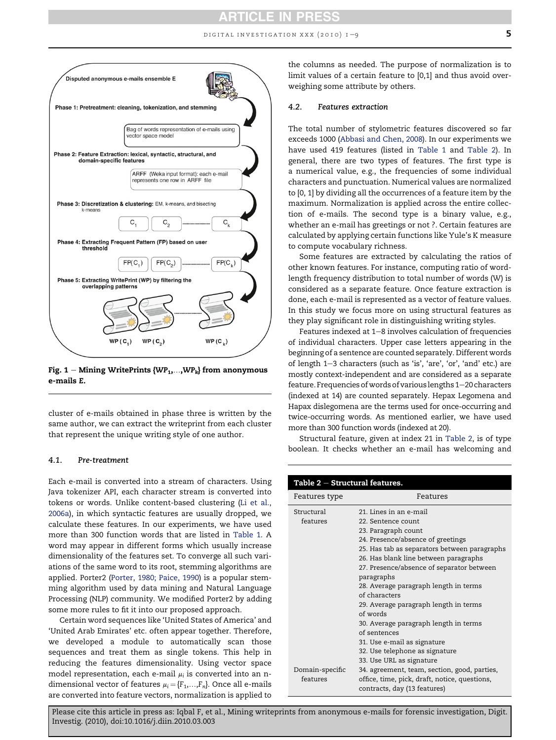Fig. 1 – Mining WritePrints $\{WP_1,\ldots,WP_k\}$ from anonymous e-mails $E$.

cluster of e-mails obtained in phase three is written by the same author, we can extract the writeprint from each cluster that represent the unique writing style of one author.

### 4.1. Pre-treatment

Each e-mail is converted into a stream of characters. Using Java tokenizer API, each character stream is converted into tokens or words. Unlike content-based clustering (Li et al., 2006a), in which syntactic features are usually dropped, we calculate these features. In our experiments, we have used more than 300 function words that are listed in Table 1. A word may appear in different forms which usually increase dimensionality of the features set. To converge all such variations of the same word to its root, stemming algorithms are applied. Porter2 (Porter, 1980; Paice, 1990) is a popular stemming algorithm used by data mining and Natural Language Processing (NLP) community. We modified Porter2 by adding some more rules to fit it into our proposed approach.

Certain word sequences like 'United States of America' and 'United Arab Emirates' etc. often appear together. Therefore, we developed a module to automatically scan those sequences and treat them as single tokens. This help in reducing the features dimensionality. Using vector space model representation, each e-mail $\mu_i$ is converted into an n-dimensional vector of features $\mu_i = \{F_1,\ldots,F_n\}$. Once all e-mails are converted into feature vectors, normalization is applied to the columns as needed. The purpose of normalization is to limit values of a certain feature to [0,1] and thus avoid overweighing some attribute by others.

### 4.2. Features extraction

The total number of stylometric features discovered so far exceeds 1000 (Abbasi and Chen, 2008). In our experiments we have used 419 features (listed in Table 1 and Table 2). In general, there are two types of features. The first type is a numerical value, e.g., the frequencies of some individual characters and punctuation. Numerical values are normalized to [0, 1] by dividing all the occurrences of a feature item by the maximum. Normalization is applied across the entire collection of e-mails. The second type is a binary value, e.g., whether an e-mail has greetings or not ?. Certain features are calculated by applying certain functions like Yule's K measure to compute vocabulary richness.

Some features are extracted by calculating the ratios of other known features. For instance, computing ratio of word-length frequency distribution to total number of words (W) is considered as a separate feature. Once feature extraction is done, each e-mail is represented as a vector of feature values. In this study we focus more on using structural features as they play significant role in distinguishing writing styles.

Features indexed at 1–8 involves calculation of frequencies of individual characters. Upper case letters appearing in the beginning of a sentence are counted separately. Different words of length 1–3 characters (such as 'is', 'are', 'or', 'and' etc.) are mostly context-independent and are considered as a separate feature. Frequencies of words of various lengths 1–20 characters (indexed at 14) are counted separately. Hepax Legomena and Hapax dislegomena are the terms used for once-occurring and twice-occurring words. As mentioned earlier, we have used more than 300 function words (indexed at 20).

Structural feature, given at index 21 in Table 2, is of type boolean. It checks whether an e-mail has welcoming and

**Table 2 – Structural features.**

| Features type | Features |
| --- | --- |
| Structural features | 21. Lines in an e-mail |
| | 22. Sentence count |
| | 23. Paragraph count |
| | 24. Presence/absence of greetings |
| | 25. Has tab as separators between paragraphs |
| | 26. Has blank line between paragraphs |
| | 27. Presence/absence of separator between paragraphs |
| | 28. Average paragraph length in terms of characters |
| | 29. Average paragraph length in terms of words |
| | 30. Average paragraph length in terms of sentences |
| | 31. Use e-mail as signature |
| | 32. Use telephone as signature |
| | 33. Use URL as signature |
| Domain-specific features | 34. agreement, team, section, good, parties, office, time, pick, draft, notice, questions, contracts, day (13 features) |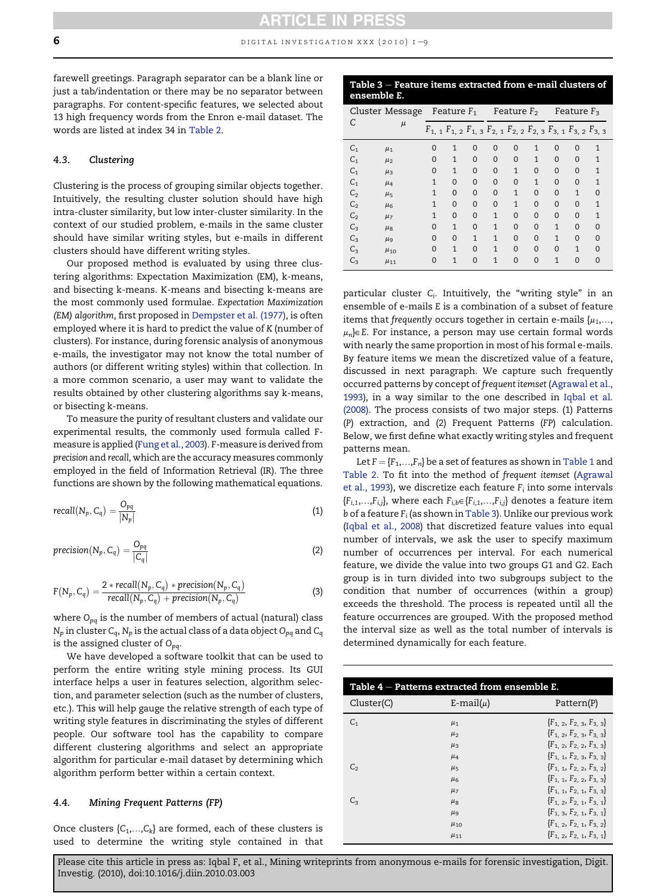farewell greetings. Paragraph separator can be a blank line or just a tab/indentation or there may be no separator between paragraphs. For content-specific features, we selected about 13 high frequency words from the Enron e-mail dataset. The words are listed at index 34 in Table 2.

### 4.3. Clustering

Clustering is the process of grouping similar objects together. Intuitively, the resulting cluster solution should have high intra-cluster similarity, but low inter-cluster similarity. In the context of our studied problem, e-mails in the same cluster should have similar writing styles, but e-mails in different clusters should have different writing styles.

Our proposed method is evaluated by using three clustering algorithms: Expectation Maximization (EM), k-means, and bisecting k-means. K-means and bisecting k-means are the most commonly used formulae. *Expectation Maximization (EM) algorithm*, first proposed in Dempster et al. (1977), is often employed where it is hard to predict the value of $K$ (number of clusters). For instance, during forensic analysis of anonymous e-mails, the investigator may not know the total number of authors (or different writing styles) within that collection. In a more common scenario, a user may want to validate the results obtained by other clustering algorithms say k-means, or bisecting k-means.

To measure the purity of resultant clusters and validate our experimental results, the commonly used formula called F-measure is applied (Fung et al., 2003). F-measure is derived from *precision* and *recall*, which are the accuracy measures commonly employed in the field of Information Retrieval (IR). The three functions are shown by the following mathematical equations.

$$recall(N_p, C_q) = \frac{O_{pq}}{|N_p|} \tag{1}$$

$$precision(N_p, C_q) = \frac{O_{pq}}{|C_q|} \tag{2}$$

$$F(N_p, C_q) = \frac{2 * recall(N_p, C_q) * precision(N_p, C_q)}{recall(N_p, C_q) + precision(N_p, C_q)} \tag{3}$$

where $O_{pq}$ is the number of members of actual (natural) class $N_p$ in cluster $C_q$, $N_p$ is the actual class of a data object $O_{pq}$ and $C_q$ is the assigned cluster of $O_{pq}$.

We have developed a software toolkit that can be used to perform the entire writing style mining process. Its GUI interface helps a user in features selection, algorithm selection, and parameter selection (such as the number of clusters, etc.). This will help gauge the relative strength of each type of writing style features in discriminating the styles of different people. Our software tool has the capability to compare different clustering algorithms and select an appropriate algorithm for particular e-mail dataset by determining which algorithm perform better within a certain context.

### 4.4. Mining Frequent Patterns (FP)

Once clusters $\{C_1,\ldots,C_k\}$ are formed, each of these clusters is used to determine the writing style contained in that particular cluster $C_i$. Intuitively, the "writing style" in an ensemble of e-mails $E$ is a combination of a subset of feature items that *frequently* occurs together in certain e-mails $\{\mu_1,\ldots,\mu_n\} \in E$. For instance, a person may use certain formal words with nearly the same proportion in most of his formal e-mails. By feature items we mean the discretized value of a feature, discussed in next paragraph. We capture such frequently occurred patterns by concept of *frequent itemset* (Agrawal et al., 1993), in a way similar to the one described in Iqbal et al. (2008). The process consists of two major steps. (1) Patterns (*P*) extraction, and (2) Frequent Patterns (*FP*) calculation. Below, we first define what exactly writing styles and frequent patterns mean.

**Table 3 – Feature items extracted from e-mail clusters of ensemble E.**

| Cluster C | Message $\mu$ | Feature $F_1$ | | | Feature $F_2$ | | | Feature $F_3$ | | |
|---|---|---|---|---|---|---|---|---|---|---|
| | | $F_{1,1}$ | $F_{1,2}$ | $F_{1,3}$ | $F_{2,1}$ | $F_{2,2}$ | $F_{2,3}$ | $F_{3,1}$ | $F_{3,2}$ | $F_{3,3}$ |
| $C_1$ | $\mu_1$ | 0 | 1 | 0 | 0 | 0 | 1 | 0 | 0 | 1 |
| $C_1$ | $\mu_2$ | 0 | 1 | 0 | 0 | 0 | 1 | 0 | 0 | 1 |
| $C_1$ | $\mu_3$ | 0 | 1 | 0 | 0 | 1 | 0 | 0 | 0 | 1 |
| $C_1$ | $\mu_4$ | 1 | 0 | 0 | 0 | 0 | 1 | 0 | 0 | 1 |
| $C_2$ | $\mu_5$ | 1 | 0 | 0 | 0 | 1 | 0 | 0 | 1 | 0 |
| $C_2$ | $\mu_6$ | 1 | 0 | 0 | 0 | 1 | 0 | 0 | 0 | 1 |
| $C_2$ | $\mu_7$ | 1 | 0 | 0 | 1 | 0 | 0 | 0 | 0 | 1 |
| $C_3$ | $\mu_8$ | 0 | 1 | 0 | 1 | 0 | 0 | 1 | 0 | 0 |
| $C_3$ | $\mu_9$ | 0 | 0 | 1 | 1 | 0 | 0 | 1 | 0 | 0 |
| $C_3$ | $\mu_{10}$ | 0 | 1 | 0 | 1 | 0 | 0 | 0 | 1 | 0 |
| $C_3$ | $\mu_{11}$ | 0 | 1 | 0 | 1 | 0 | 0 | 1 | 0 | 0 |

Let $F = \{F_1,\ldots,F_n\}$ be a set of features as shown in Table 1 and Table 2. To fit into the method of *frequent itemset* (Agrawal et al., 1993), we discretize each feature $F_i$ into some intervals $\{F_{i,1},\ldots,F_{i,j}\}$, where each $F_{i,b} \in \{F_{i,1},\ldots,F_{i,j}\}$ denotes a feature item $b$ of a feature $F_i$ (as shown in Table 3). Unlike our previous work (Iqbal et al., 2008) that discretized feature values into equal number of intervals, we ask the user to specify maximum number of occurrences per interval. For each numerical feature, we divide the value into two groups G1 and G2. Each group is in turn divided into two subgroups subject to the condition that number of occurrences (within a group) exceeds the threshold. The process is repeated until all the feature occurrences are grouped. With the proposed method the interval size as well as the total number of intervals is determined dynamically for each feature.

**Table 4 – Patterns extracted from ensemble E.**

| Cluster(C) | E-mail($\mu$) | Pattern(P) |
|---|---|---|
| $C_1$ | $\mu_1$ | $\{F_{1,2}, F_{2,3}, F_{3,3}\}$ |
| | $\mu_2$ | $\{F_{1,2}, F_{2,3}, F_{3,3}\}$ |
| | $\mu_3$ | $\{F_{1,2}, F_{2,2}, F_{3,3}\}$ |
| | $\mu_4$ | $\{F_{1,1}, F_{2,3}, F_{3,3}\}$ |
| $C_2$ | $\mu_5$ | $\{F_{1,1}, F_{2,2}, F_{3,2}\}$ |
| | $\mu_6$ | $\{F_{1,1}, F_{2,2}, F_{3,3}\}$ |
| | $\mu_7$ | $\{F_{1,1}, F_{2,1}, F_{3,3}\}$ |
| $C_3$ | $\mu_8$ | $\{F_{1,2}, F_{2,1}, F_{3,1}\}$ |
| | $\mu_9$ | $\{F_{1,3}, F_{2,1}, F_{3,1}\}$ |
| | $\mu_{10}$ | $\{F_{1,2}, F_{2,1}, F_{3,2}\}$ |
| | $\mu_{11}$ | $\{F_{1,2}, F_{2,1}, F_{3,1}\}$ |

Please cite this article in press as: Iqbal F, et al., Mining writeprints from anonymous e-mails for forensic investigation, Digit. Investig. (2010), doi:10.1016/j.diin.2010.03.003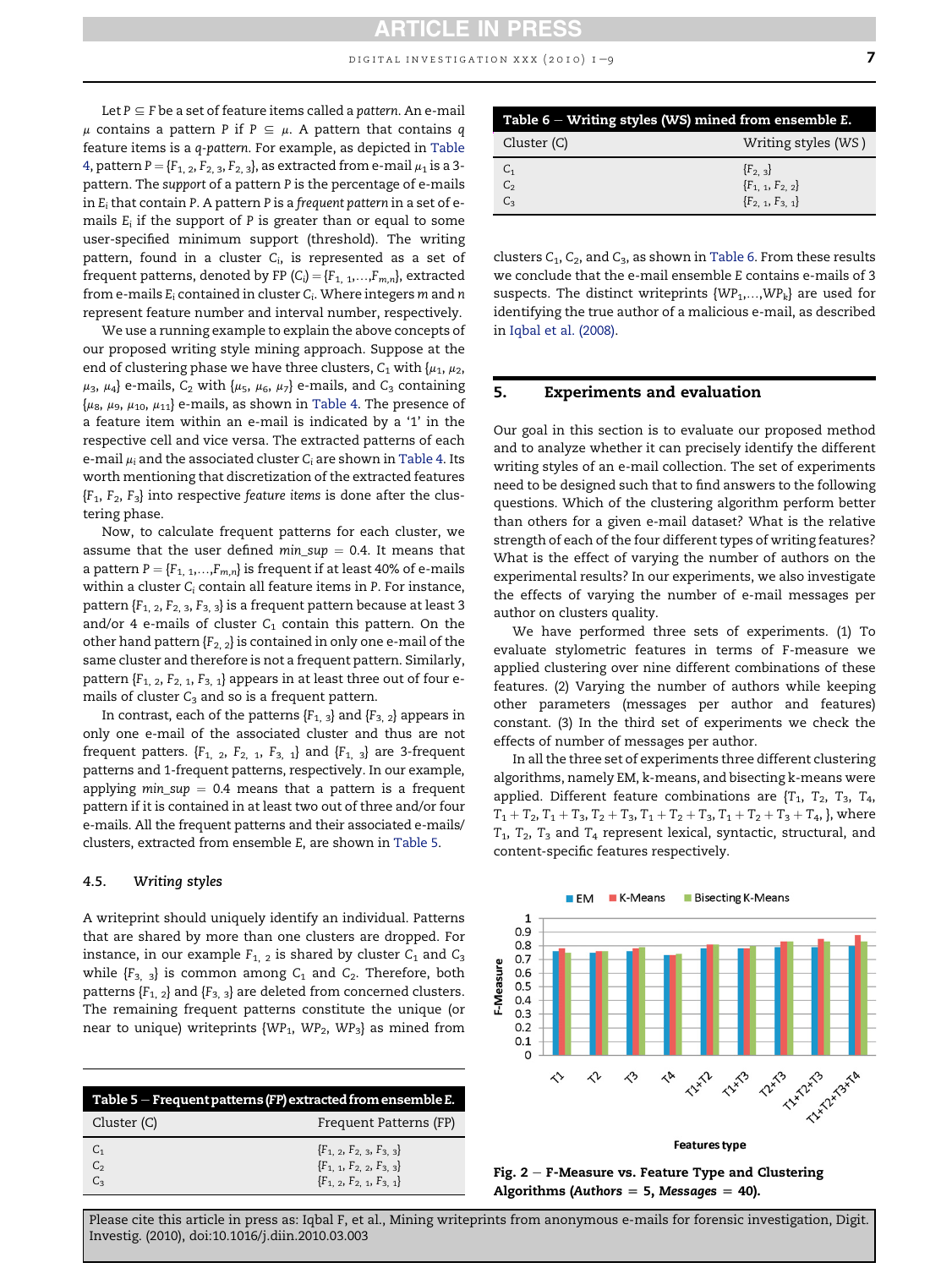Let $P \subseteq F$ be a set of feature items called a *pattern*. An e-mail $\mu$ contains a pattern $P$ if $P \subseteq \mu$. A pattern that contains $q$ feature items is a *q-pattern*. For example, as depicted in Table 4, pattern $P = \{F_{1,2}, F_{2,3}, F_{2,3}\}$, as extracted from e-mail $\mu_1$ is a 3-pattern. The *support* of a pattern $P$ is the percentage of e-mails in $E_i$ that contain $P$. A pattern $P$ is a *frequent pattern* in a set of e-mails $E_i$ if the support of $P$ is greater than or equal to some user-specified minimum support (threshold). The writing pattern, found in a cluster $C_i$, is represented as a set of frequent patterns, denoted by $FP(C_i) = \{F_{1,1},\ldots,F_{m,n}\}$, extracted from e-mails $E_i$ contained in cluster $C_i$. Where integers $m$ and $n$ represent feature number and interval number, respectively.

We use a running example to explain the above concepts of our proposed writing style mining approach. Suppose at the end of clustering phase we have three clusters, $C_1$ with $\{\mu_1, \mu_2, \mu_3, \mu_4\}$ e-mails, $C_2$ with $\{\mu_5, \mu_6, \mu_7\}$ e-mails, and $C_3$ containing $\{\mu_8, \mu_9, \mu_{10}, \mu_{11}\}$ e-mails, as shown in Table 4. The presence of a feature item within an e-mail is indicated by a '1' in the respective cell and vice versa. The extracted patterns of each e-mail $\mu_i$ and the associated cluster $C_i$ are shown in Table 4. Its worth mentioning that discretization of the extracted features $\{F_1, F_2, F_3\}$ into respective *feature items* is done after the clustering phase.

Now, to calculate frequent patterns for each cluster, we assume that the user defined $min\_sup = 0.4$. It means that a pattern $P = \{F_{1,1},\ldots,F_{m,n}\}$ is frequent if at least 40% of e-mails within a cluster $C_i$ contain all feature items in $P$. For instance, pattern $\{F_{1,2}, F_{2,3}, F_{3,3}\}$ is a frequent pattern because at least 3 and/or 4 e-mails of cluster $C_1$ contain this pattern. On the other hand pattern $\{F_{2,2}\}$ is contained in only one e-mail of the same cluster and therefore is not a frequent pattern. Similarly, pattern $\{F_{1,2}, F_{2,1}, F_{3,1}\}$ appears in at least three out of four e-mails of cluster $C_3$ and so is a frequent pattern.

In contrast, each of the patterns $\{F_{1,3}\}$ and $\{F_{3,2}\}$ appears in only one e-mail of the associated cluster and thus are not frequent patters. $\{F_{1,2}, F_{2,1}, F_{3,1}\}$ and $\{F_{1,3}\}$ are 3-frequent patterns and 1-frequent patterns, respectively. In our example, applying $min\_sup = 0.4$ means that a pattern is a frequent pattern if it is contained in at least two out of three and/or four e-mails. All the frequent patterns and their associated e-mails/clusters, extracted from ensemble $E$, are shown in Table 5.

### 4.5. Writing styles

A writeprint should uniquely identify an individual. Patterns that are shared by more than one clusters are dropped. For instance, in our example $F_{1,2}$ is shared by cluster $C_1$ and $C_3$ while $\{F_{3,3}\}$ is common among $C_1$ and $C_2$. Therefore, both patterns $\{F_{1,2}\}$ and $\{F_{3,3}\}$ are deleted from concerned clusters. The remaining frequent patterns constitute the unique (or near to unique) writeprints $\{WP_1, WP_2, WP_3\}$ as mined from clusters $C_1$, $C_2$, and $C_3$, as shown in Table 6. From these results we conclude that the e-mail ensemble $E$ contains e-mails of 3 suspects. The distinct writeprints $\{WP_1,\ldots,WP_k\}$ are used for identifying the true author of a malicious e-mail, as described in Iqbal et al. (2008).

**Table 5 – Frequent patterns (FP) extracted from ensemble E.**

| Cluster (C) | Frequent Patterns (FP) |
|---|---|
| $C_1$ | $\{F_{1,2}, F_{2,3}, F_{3,3}\}$ |
| $C_2$ | $\{F_{1,1}, F_{2,2}, F_{3,3}\}$ |
| $C_3$ | $\{F_{1,2}, F_{2,1}, F_{3,1}\}$ |

**Table 6 – Writing styles (WS) mined from ensemble E.**

| Cluster (C) | Writing styles (WS) |
|---|---|
| $C_1$ | $\{F_{2,3}\}$ |
| $C_2$ | $\{F_{1,1}, F_{2,2}\}$ |
| $C_3$ | $\{F_{2,1}, F_{3,1}\}$ |

## 5. Experiments and evaluation

Our goal in this section is to evaluate our proposed method and to analyze whether it can precisely identify the different writing styles of an e-mail collection. The set of experiments need to be designed such that to find answers to the following questions. Which of the clustering algorithm perform better than others for a given e-mail dataset? What is the relative strength of each of the four different types of writing features? What is the effect of varying the number of authors on the experimental results? In our experiments, we also investigate the effects of varying the number of e-mail messages per author on clusters quality.

We have performed three sets of experiments. (1) To evaluate stylometric features in terms of F-measure we applied clustering over nine different combinations of these features. (2) Varying the number of authors while keeping other parameters (messages per author and features) constant. (3) In the third set of experiments we check the effects of number of messages per author.

In all the three set of experiments three different clustering algorithms, namely EM, k-means, and bisecting k-means were applied. Different feature combinations are $\{T_1, T_2, T_3, T_4, T_1+T_2, T_1+T_3, T_2+T_3, T_1+T_2+T_3, T_1+T_2+T_3+T_4,\}$, where $T_1$, $T_2$, $T_3$ and $T_4$ represent lexical, syntactic, structural, and content-specific features respectively.

**Fig. 2 – F-Measure vs. Feature Type and Clustering Algorithms (*Authors* = 5, *Messages* = 40).**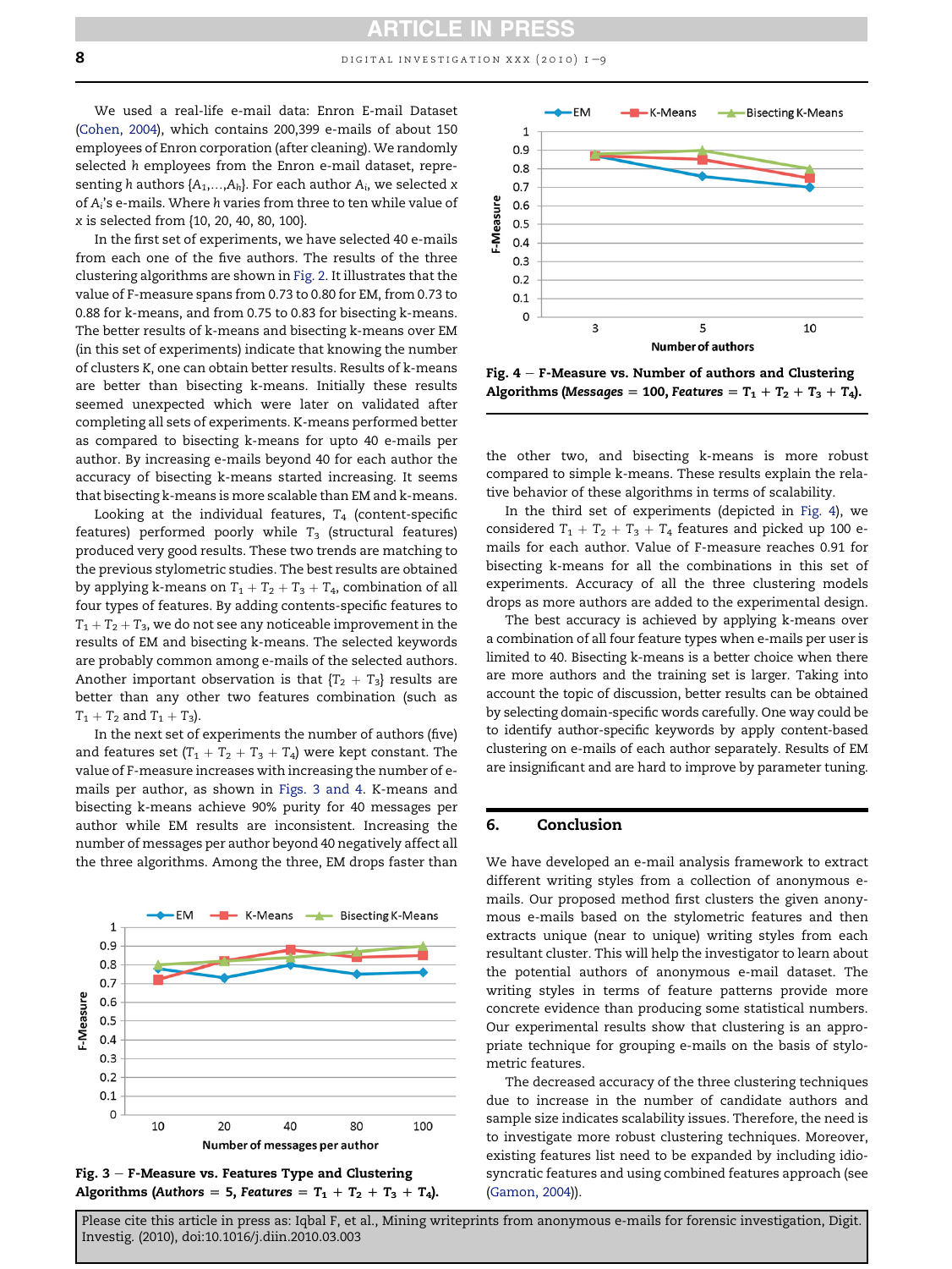We used a real-life e-mail data: Enron E-mail Dataset (Cohen, 2004), which contains 200,399 e-mails of about 150 employees of Enron corporation (after cleaning). We randomly selected $h$ employees from the Enron e-mail dataset, representing $h$ authors $\{A_1,...,A_h\}$. For each author $A_i$, we selected $x$ of $A_i$'s e-mails. Where $h$ varies from three to ten while value of $x$ is selected from {10, 20, 40, 80, 100}.

In the first set of experiments, we have selected 40 e-mails from each one of the five authors. The results of the three clustering algorithms are shown in Fig. 2. It illustrates that the value of F-measure spans from 0.73 to 0.80 for EM, from 0.73 to 0.88 for k-means, and from 0.75 to 0.83 for bisecting k-means. The better results of k-means and bisecting k-means over EM (in this set of experiments) indicate that knowing the number of clusters K, one can obtain better results. Results of k-means are better than bisecting k-means. Initially these results seemed unexpected which were later on validated after completing all sets of experiments. K-means performed better as compared to bisecting k-means for upto 40 e-mails per author. By increasing e-mails beyond 40 for each author the accuracy of bisecting k-means started increasing. It seems that bisecting k-means is more scalable than EM and k-means.

Looking at the individual features, $T_4$ (content-specific features) performed poorly while $T_3$ (structural features) produced very good results. These two trends are matching to the previous stylometric studies. The best results are obtained by applying k-means on $T_1 + T_2 + T_3 + T_4$, combination of all four types of features. By adding contents-specific features to $T_1 + T_2 + T_3$, we do not see any noticeable improvement in the results of EM and bisecting k-means. The selected keywords are probably common among e-mails of the selected authors. Another important observation is that $\{T_2 + T_3\}$ results are better than any other two features combination (such as $T_1 + T_2$ and $T_1 + T_3$).

In the next set of experiments the number of authors (five) and features set ($T_1 + T_2 + T_3 + T_4$) were kept constant. The value of F-measure increases with increasing the number of e-mails per author, as shown in Figs. 3 and 4. K-means and bisecting k-means achieve 90% purity for 40 messages per author while EM results are inconsistent. Increasing the number of messages per author beyond 40 negatively affect all the three algorithms. Among the three, EM drops faster than the other two, and bisecting k-means is more robust compared to simple k-means. These results explain the relative behavior of these algorithms in terms of scalability.

**Fig. 3 – F-Measure vs. Features Type and Clustering Algorithms (*Authors* = 5, *Features* = $T_1 + T_2 + T_3 + T_4$).**

**Fig. 4 – F-Measure vs. Number of authors and Clustering Algorithms (*Messages* = 100, *Features* = $T_1 + T_2 + T_3 + T_4$).**

In the third set of experiments (depicted in Fig. 4), we considered $T_1 + T_2 + T_3 + T_4$ features and picked up 100 e-mails for each author. Value of F-measure reaches 0.91 for bisecting k-means for all the combinations in this set of experiments. Accuracy of all the three clustering models drops as more authors are added to the experimental design.

The best accuracy is achieved by applying k-means over a combination of all four feature types when e-mails per user is limited to 40. Bisecting k-means is a better choice when there are more authors and the training set is larger. Taking into account the topic of discussion, better results can be obtained by selecting domain-specific words carefully. One way could be to identify author-specific keywords by apply content-based clustering on e-mails of each author separately. Results of EM are insignificant and are hard to improve by parameter tuning.

## 6. Conclusion

We have developed an e-mail analysis framework to extract different writing styles from a collection of anonymous e-mails. Our proposed method first clusters the given anonymous e-mails based on the stylometric features and then extracts unique (near to unique) writing styles from each resultant cluster. This will help the investigator to learn about the potential authors of anonymous e-mail dataset. The writing styles in terms of feature patterns provide more concrete evidence than producing some statistical numbers. Our experimental results show that clustering is an appropriate technique for grouping e-mails on the basis of stylometric features.

The decreased accuracy of the three clustering techniques due to increase in the number of candidate authors and sample size indicates scalability issues. Therefore, the need is to investigate more robust clustering techniques. Moreover, existing features list need to be expanded by including idiosyncratic features and using combined features approach (see (Gamon, 2004)).

Please cite this article in press as: Iqbal F, et al., Mining writeprints from anonymous e-mails for forensic investigation, Digit. Investig. (2010), doi:10.1016/j.diin.2010.03.003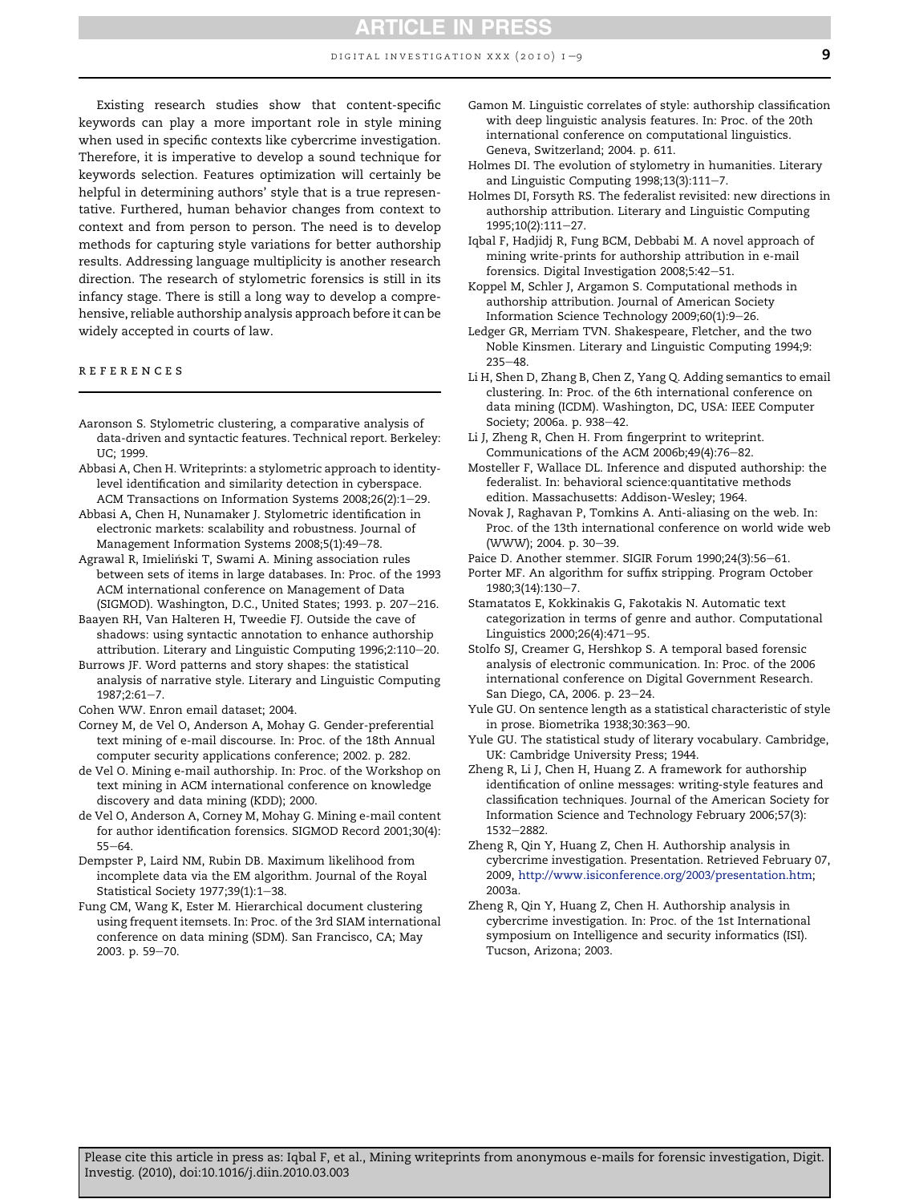Existing research studies show that content-specific keywords can play a more important role in style mining when used in specific contexts like cybercrime investigation. Therefore, it is imperative to develop a sound technique for keywords selection. Features optimization will certainly be helpful in determining authors' style that is a true representative. Furthered, human behavior changes from context to context and from person to person. The need is to develop methods for capturing style variations for better authorship results. Addressing language multiplicity is another research direction. The research of stylometric forensics is still in its infancy stage. There is still a long way to develop a comprehensive, reliable authorship analysis approach before it can be widely accepted in courts of law.

## REFERENCES

Aaronson S. Stylometric clustering, a comparative analysis of data-driven and syntactic features. Technical report. Berkeley: UC; 1999.

Abbasi A, Chen H. Writeprints: a stylometric approach to identity-level identification and similarity detection in cyberspace. ACM Transactions on Information Systems 2008;26(2):1–29.

Abbasi A, Chen H, Nunamaker J. Stylometric identification in electronic markets: scalability and robustness. Journal of Management Information Systems 2008;5(1):49–78.

Agrawal R, Imieliński T, Swami A. Mining association rules between sets of items in large databases. In: Proc. of the 1993 ACM international conference on Management of Data (SIGMOD). Washington, D.C., United States; 1993. p. 207–216.

Baayen RH, Van Halteren H, Tweedie FJ. Outside the cave of shadows: using syntactic annotation to enhance authorship attribution. Literary and Linguistic Computing 1996;2:110–20.

Burrows JF. Word patterns and story shapes: the statistical analysis of narrative style. Literary and Linguistic Computing 1987;2:61–7.

Cohen WW. Enron email dataset; 2004.

Corney M, de Vel O, Anderson A, Mohay G. Gender-preferential text mining of e-mail discourse. In: Proc. of the 18th Annual computer security applications conference; 2002. p. 282.

de Vel O. Mining e-mail authorship. In: Proc. of the Workshop on text mining in ACM international conference on knowledge discovery and data mining (KDD); 2000.

de Vel O, Anderson A, Corney M, Mohay G. Mining e-mail content for author identification forensics. SIGMOD Record 2001;30(4): 55–64.

Dempster P, Laird NM, Rubin DB. Maximum likelihood from incomplete data via the EM algorithm. Journal of the Royal Statistical Society 1977;39(1):1–38.

Fung CM, Wang K, Ester M. Hierarchical document clustering using frequent itemsets. In: Proc. of the 3rd SIAM international conference on data mining (SDM). San Francisco, CA; May 2003. p. 59–70.

Gamon M. Linguistic correlates of style: authorship classification with deep linguistic analysis features. In: Proc. of the 20th international conference on computational linguistics. Geneva, Switzerland; 2004. p. 611.

Holmes DI. The evolution of stylometry in humanities. Literary and Linguistic Computing 1998;13(3):111–7.

Holmes DI, Forsyth RS. The federalist revisited: new directions in authorship attribution. Literary and Linguistic Computing 1995;10(2):111–27.

Iqbal F, Hadjidj R, Fung BCM, Debbabi M. A novel approach of mining write-prints for authorship attribution in e-mail forensics. Digital Investigation 2008;5:42–51.

Koppel M, Schler J, Argamon S. Computational methods in authorship attribution. Journal of American Society Information Science Technology 2009;60(1):9–26.

Ledger GR, Merriam TVN. Shakespeare, Fletcher, and the two Noble Kinsmen. Literary and Linguistic Computing 1994;9: 235–48.

Li H, Shen D, Zhang B, Chen Z, Yang Q. Adding semantics to email clustering. In: Proc. of the 6th international conference on data mining (ICDM). Washington, DC, USA: IEEE Computer Society; 2006a. p. 938–42.

Li J, Zheng R, Chen H. From fingerprint to writeprint. Communications of the ACM 2006b;49(4):76–82.

Mosteller F, Wallace DL. Inference and disputed authorship: the federalist. In: behavioral science:quantitative methods edition. Massachusetts: Addison-Wesley; 1964.

Novak J, Raghavan P, Tomkins A. Anti-aliasing on the web. In: Proc. of the 13th international conference on world wide web (WWW); 2004. p. 30–39.

Paice D. Another stemmer. SIGIR Forum 1990;24(3):56–61.

Porter MF. An algorithm for suffix stripping. Program October 1980;3(14):130–7.

Stamatatos E, Kokkinakis G, Fakotakis N. Automatic text categorization in terms of genre and author. Computational Linguistics 2000;26(4):471–95.

Stolfo SJ, Creamer G, Hershkop S. A temporal based forensic analysis of electronic communication. In: Proc. of the 2006 international conference on Digital Government Research. San Diego, CA, 2006. p. 23–24.

Yule GU. On sentence length as a statistical characteristic of style in prose. Biometrika 1938;30:363–90.

Yule GU. The statistical study of literary vocabulary. Cambridge, UK: Cambridge University Press; 1944.

Zheng R, Li J, Chen H, Huang Z. A framework for authorship identification of online messages: writing-style features and classification techniques. Journal of the American Society for Information Science and Technology February 2006;57(3): 1532–2882.

Zheng R, Qin Y, Huang Z, Chen H. Authorship analysis in cybercrime investigation. Presentation. Retrieved February 07, 2009, http://www.isiconference.org/2003/presentation.htm; 2003a.

Zheng R, Qin Y, Huang Z, Chen H. Authorship analysis in cybercrime investigation. In: Proc. of the 1st International symposium on Intelligence and security informatics (ISI). Tucson, Arizona; 2003.

Please cite this article in press as: Iqbal F, et al., Mining writeprints from anonymous e-mails for forensic investigation, Digit. Investig. (2010), doi:10.1016/j.diin.2010.03.003